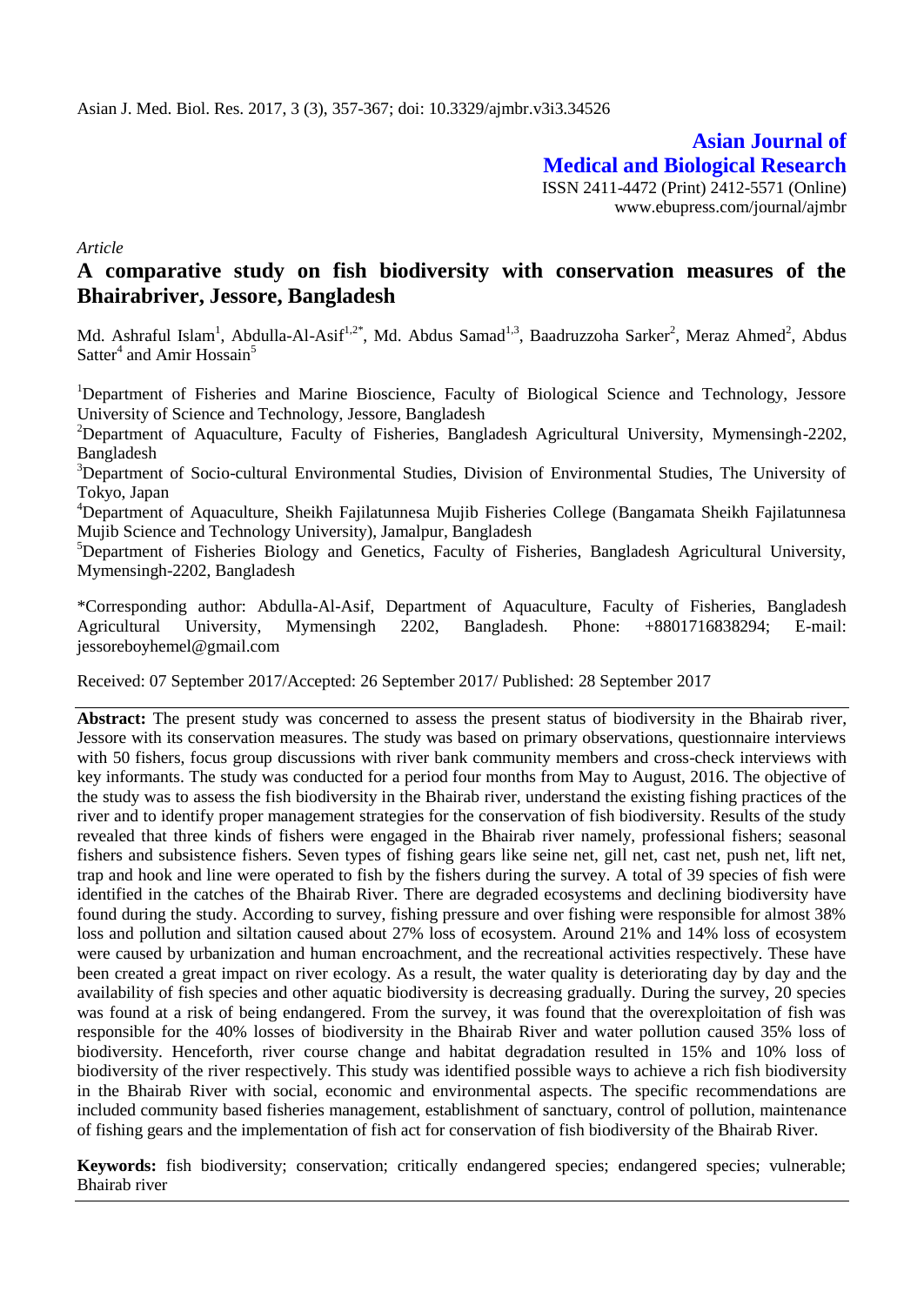Asian J. Med. Biol. Res. 2017, 3 (3), 357-367; doi: 10.3329/ajmbr.v3i3.34526

**Asian Journal of Medical and Biological Research**

ISSN 2411-4472 (Print) 2412-5571 (Online)
www.ebupress.com/journal/ajmbr

*Article*

# A comparative study on fish biodiversity with conservation measures of the Bhairabriver, Jessore, Bangladesh

Md. Ashraful Islam[1], Abdulla-Al-Asif[1,2*], Md. Abdus Samad[1,3], Baadruzzoha Sarker[2], Meraz Ahmed[2], Abdus Satter[4] and Amir Hossain[5]

[1]Department of Fisheries and Marine Bioscience, Faculty of Biological Science and Technology, Jessore University of Science and Technology, Jessore, Bangladesh

[2]Department of Aquaculture, Faculty of Fisheries, Bangladesh Agricultural University, Mymensingh-2202, Bangladesh

[3]Department of Socio-cultural Environmental Studies, Division of Environmental Studies, The University of Tokyo, Japan

[4]Department of Aquaculture, Sheikh Fajilatunnesa Mujib Fisheries College (Bangamata Sheikh Fajilatunnesa Mujib Science and Technology University), Jamalpur, Bangladesh

[5]Department of Fisheries Biology and Genetics, Faculty of Fisheries, Bangladesh Agricultural University, Mymensingh-2202, Bangladesh

*Corresponding author: Abdulla-Al-Asif, Department of Aquaculture, Faculty of Fisheries, Bangladesh Agricultural University, Mymensingh 2202, Bangladesh. Phone: +8801716838294; E-mail: jessoreboyhemel@gmail.com

Received: 07 September 2017/Accepted: 26 September 2017/ Published: 28 September 2017

**Abstract:** The present study was concerned to assess the present status of biodiversity in the Bhairab river, Jessore with its conservation measures. The study was based on primary observations, questionnaire interviews with 50 fishers, focus group discussions with river bank community members and cross-check interviews with key informants. The study was conducted for a period four months from May to August, 2016. The objective of the study was to assess the fish biodiversity in the Bhairab river, understand the existing fishing practices of the river and to identify proper management strategies for the conservation of fish biodiversity. Results of the study revealed that three kinds of fishers were engaged in the Bhairab river namely, professional fishers; seasonal fishers and subsistence fishers. Seven types of fishing gears like seine net, gill net, cast net, push net, lift net, trap and hook and line were operated to fish by the fishers during the survey. A total of 39 species of fish were identified in the catches of the Bhairab River. There are degraded ecosystems and declining biodiversity have found during the study. According to survey, fishing pressure and over fishing were responsible for almost 38% loss and pollution and siltation caused about 27% loss of ecosystem. Around 21% and 14% loss of ecosystem were caused by urbanization and human encroachment, and the recreational activities respectively. These have been created a great impact on river ecology. As a result, the water quality is deteriorating day by day and the availability of fish species and other aquatic biodiversity is decreasing gradually. During the survey, 20 species was found at a risk of being endangered. From the survey, it was found that the overexploitation of fish was responsible for the 40% losses of biodiversity in the Bhairab River and water pollution caused 35% loss of biodiversity. Henceforth, river course change and habitat degradation resulted in 15% and 10% loss of biodiversity of the river respectively. This study was identified possible ways to achieve a rich fish biodiversity in the Bhairab River with social, economic and environmental aspects. The specific recommendations are included community based fisheries management, establishment of sanctuary, control of pollution, maintenance of fishing gears and the implementation of fish act for conservation of fish biodiversity of the Bhairab River.

**Keywords:** fish biodiversity; conservation; critically endangered species; endangered species; vulnerable; Bhairab river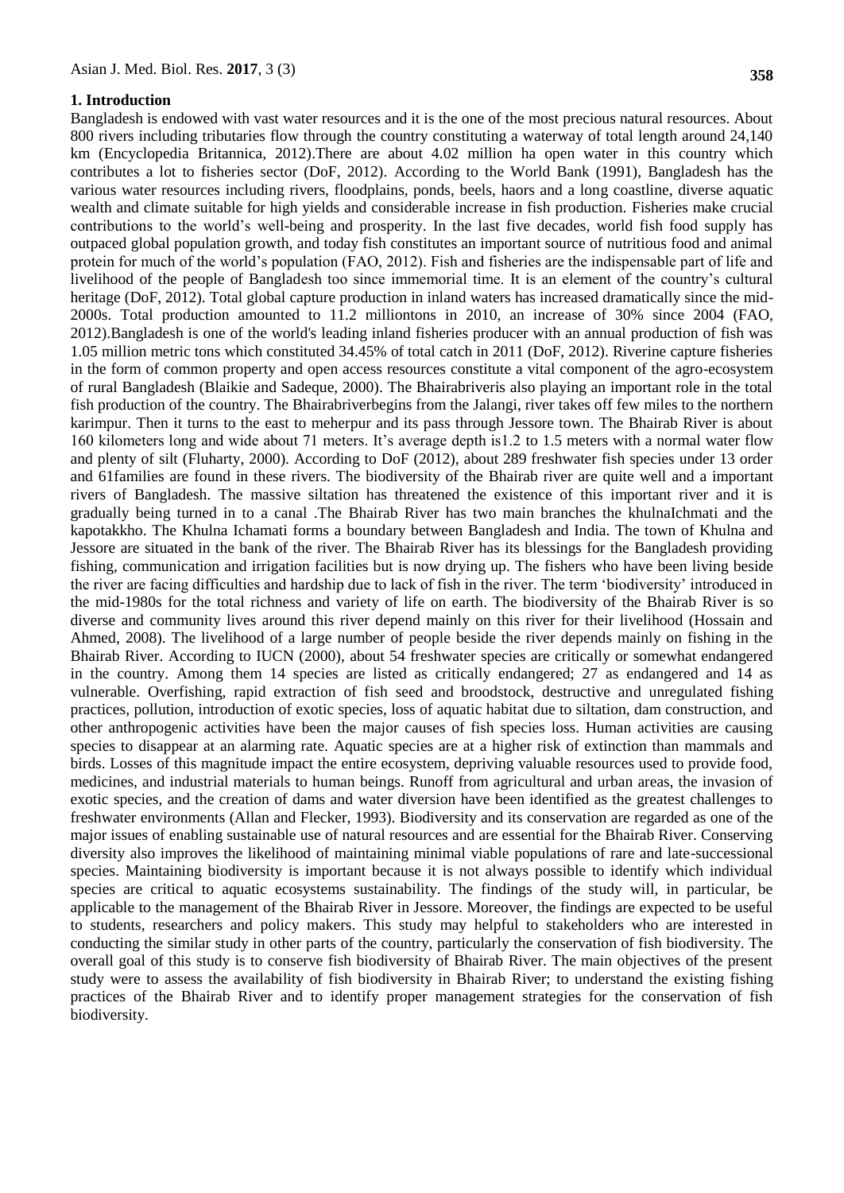## 1. Introduction

Bangladesh is endowed with vast water resources and it is the one of the most precious natural resources. About 800 rivers including tributaries flow through the country constituting a waterway of total length around 24,140 km (Encyclopedia Britannica, 2012).There are about 4.02 million ha open water in this country which contributes a lot to fisheries sector (DoF, 2012). According to the World Bank (1991), Bangladesh has the various water resources including rivers, floodplains, ponds, beels, haors and a long coastline, diverse aquatic wealth and climate suitable for high yields and considerable increase in fish production. Fisheries make crucial contributions to the world's well-being and prosperity. In the last five decades, world fish food supply has outpaced global population growth, and today fish constitutes an important source of nutritious food and animal protein for much of the world's population (FAO, 2012). Fish and fisheries are the indispensable part of life and livelihood of the people of Bangladesh too since immemorial time. It is an element of the country's cultural heritage (DoF, 2012). Total global capture production in inland waters has increased dramatically since the mid-2000s. Total production amounted to 11.2 milliontons in 2010, an increase of 30% since 2004 (FAO, 2012).Bangladesh is one of the world's leading inland fisheries producer with an annual production of fish was 1.05 million metric tons which constituted 34.45% of total catch in 2011 (DoF, 2012). Riverine capture fisheries in the form of common property and open access resources constitute a vital component of the agro-ecosystem of rural Bangladesh (Blaikie and Sadeque, 2000). The Bhairabriveris also playing an important role in the total fish production of the country. The Bhairabriverbegins from the Jalangi, river takes off few miles to the northern karimpur. Then it turns to the east to meherpur and its pass through Jessore town. The Bhairab River is about 160 kilometers long and wide about 71 meters. It's average depth is1.2 to 1.5 meters with a normal water flow and plenty of silt (Fluharty, 2000). According to DoF (2012), about 289 freshwater fish species under 13 order and 61families are found in these rivers. The biodiversity of the Bhairab river are quite well and a important rivers of Bangladesh. The massive siltation has threatened the existence of this important river and it is gradually being turned in to a canal .The Bhairab River has two main branches the khulnaIchmati and the kapotakkho. The Khulna Ichamati forms a boundary between Bangladesh and India. The town of Khulna and Jessore are situated in the bank of the river. The Bhairab River has its blessings for the Bangladesh providing fishing, communication and irrigation facilities but is now drying up. The fishers who have been living beside the river are facing difficulties and hardship due to lack of fish in the river. The term 'biodiversity' introduced in the mid-1980s for the total richness and variety of life on earth. The biodiversity of the Bhairab River is so diverse and community lives around this river depend mainly on this river for their livelihood (Hossain and Ahmed, 2008). The livelihood of a large number of people beside the river depends mainly on fishing in the Bhairab River. According to IUCN (2000), about 54 freshwater species are critically or somewhat endangered in the country. Among them 14 species are listed as critically endangered; 27 as endangered and 14 as vulnerable. Overfishing, rapid extraction of fish seed and broodstock, destructive and unregulated fishing practices, pollution, introduction of exotic species, loss of aquatic habitat due to siltation, dam construction, and other anthropogenic activities have been the major causes of fish species loss. Human activities are causing species to disappear at an alarming rate. Aquatic species are at a higher risk of extinction than mammals and birds. Losses of this magnitude impact the entire ecosystem, depriving valuable resources used to provide food, medicines, and industrial materials to human beings. Runoff from agricultural and urban areas, the invasion of exotic species, and the creation of dams and water diversion have been identified as the greatest challenges to freshwater environments (Allan and Flecker, 1993). Biodiversity and its conservation are regarded as one of the major issues of enabling sustainable use of natural resources and are essential for the Bhairab River. Conserving diversity also improves the likelihood of maintaining minimal viable populations of rare and late-successional species. Maintaining biodiversity is important because it is not always possible to identify which individual species are critical to aquatic ecosystems sustainability. The findings of the study will, in particular, be applicable to the management of the Bhairab River in Jessore. Moreover, the findings are expected to be useful to students, researchers and policy makers. This study may helpful to stakeholders who are interested in conducting the similar study in other parts of the country, particularly the conservation of fish biodiversity. The overall goal of this study is to conserve fish biodiversity of Bhairab River. The main objectives of the present study were to assess the availability of fish biodiversity in Bhairab River; to understand the existing fishing practices of the Bhairab River and to identify proper management strategies for the conservation of fish biodiversity.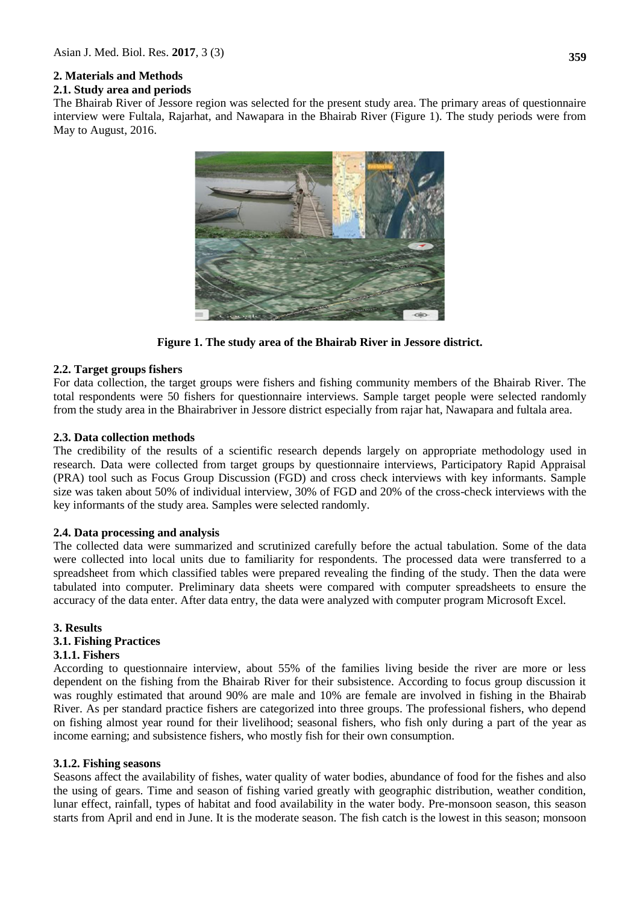## 2. Materials and Methods

### 2.1. Study area and periods

The Bhairab River of Jessore region was selected for the present study area. The primary areas of questionnaire interview were Fultala, Rajarhat, and Nawapara in the Bhairab River (Figure 1). The study periods were from May to August, 2016.

**Figure 1. The study area of the Bhairab River in Jessore district.**

### 2.2. Target groups fishers

For data collection, the target groups were fishers and fishing community members of the Bhairab River. The total respondents were 50 fishers for questionnaire interviews. Sample target people were selected randomly from the study area in the Bhairabriver in Jessore district especially from rajar hat, Nawapara and fultala area.

### 2.3. Data collection methods

The credibility of the results of a scientific research depends largely on appropriate methodology used in research. Data were collected from target groups by questionnaire interviews, Participatory Rapid Appraisal (PRA) tool such as Focus Group Discussion (FGD) and cross check interviews with key informants. Sample size was taken about 50% of individual interview, 30% of FGD and 20% of the cross-check interviews with the key informants of the study area. Samples were selected randomly.

### 2.4. Data processing and analysis

The collected data were summarized and scrutinized carefully before the actual tabulation. Some of the data were collected into local units due to familiarity for respondents. The processed data were transferred to a spreadsheet from which classified tables were prepared revealing the finding of the study. Then the data were tabulated into computer. Preliminary data sheets were compared with computer spreadsheets to ensure the accuracy of the data enter. After data entry, the data were analyzed with computer program Microsoft Excel.

## 3. Results

### 3.1. Fishing Practices

#### 3.1.1. Fishers

According to questionnaire interview, about 55% of the families living beside the river are more or less dependent on the fishing from the Bhairab River for their subsistence. According to focus group discussion it was roughly estimated that around 90% are male and 10% are female are involved in fishing in the Bhairab River. As per standard practice fishers are categorized into three groups. The professional fishers, who depend on fishing almost year round for their livelihood; seasonal fishers, who fish only during a part of the year as income earning; and subsistence fishers, who mostly fish for their own consumption.

#### 3.1.2. Fishing seasons

Seasons affect the availability of fishes, water quality of water bodies, abundance of food for the fishes and also the using of gears. Time and season of fishing varied greatly with geographic distribution, weather condition, lunar effect, rainfall, types of habitat and food availability in the water body. Pre-monsoon season, this season starts from April and end in June. It is the moderate season. The fish catch is the lowest in this season; monsoon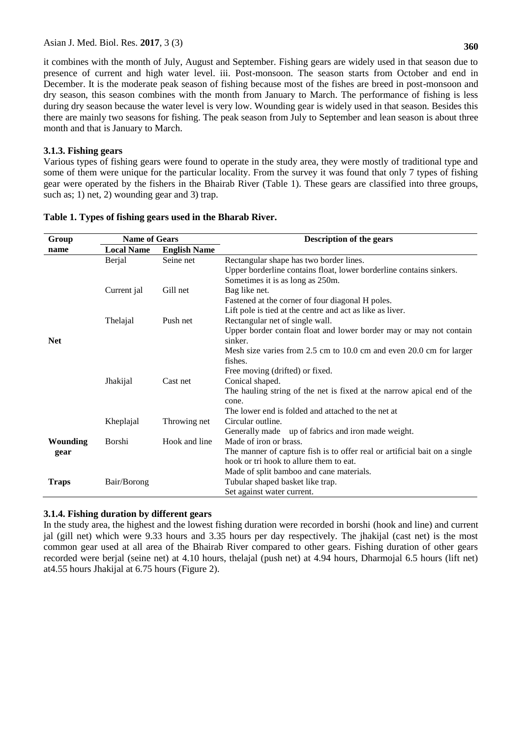it combines with the month of July, August and September. Fishing gears are widely used in that season due to presence of current and high water level. iii. Post-monsoon. The season starts from October and end in December. It is the moderate peak season of fishing because most of the fishes are breed in post-monsoon and dry season, this season combines with the month from January to March. The performance of fishing is less during dry season because the water level is very low. Wounding gear is widely used in that season. Besides this there are mainly two seasons for fishing. The peak season from July to September and lean season is about three month and that is January to March.

### 3.1.3. Fishing gears

Various types of fishing gears were found to operate in the study area, they were mostly of traditional type and some of them were unique for the particular locality. From the survey it was found that only 7 types of fishing gear were operated by the fishers in the Bhairab River (Table 1). These gears are classified into three groups, such as; 1) net, 2) wounding gear and 3) trap.

**Table 1. Types of fishing gears used in the Bharab River.**

| Group name | Name of Gears | | Description of the gears |
|---|---|---|---|
| | **Local Name** | **English Name** | |
| **Net** | Berjal | Seine net | Rectangular shape has two border lines. Upper borderline contains float, lower borderline contains sinkers. Sometimes it is as long as 250m. |
| | Current jal | Gill net | Bag like net. Fastened at the corner of four diagonal H poles. Lift pole is tied at the centre and act as like as liver. |
| | Thelajal | Push net | Rectangular net of single wall. Upper border contain float and lower border may or may not contain sinker. Mesh size varies from 2.5 cm to 10.0 cm and even 20.0 cm for larger fishes. Free moving (drifted) or fixed. |
| | Jhakijal | Cast net | Conical shaped. The hauling string of the net is fixed at the narrow apical end of the cone. The lower end is folded and attached to the net at |
| | Kheplajal | Throwing net | Circular outline. Generally made up of fabrics and iron made weight. |
| **Wounding gear** | Borshi | Hook and line | Made of iron or brass. The manner of capture fish is to offer real or artificial bait on a single hook or tri hook to allure them to eat. |
| **Traps** | Bair/Borong | | Made of split bamboo and cane materials. Tubular shaped basket like trap. Set against water current. |

### 3.1.4. Fishing duration by different gears

In the study area, the highest and the lowest fishing duration were recorded in borshi (hook and line) and current jal (gill net) which were 9.33 hours and 3.35 hours per day respectively. The jhakijal (cast net) is the most common gear used at all area of the Bhairab River compared to other gears. Fishing duration of other gears recorded were berjal (seine net) at 4.10 hours, thelajal (push net) at 4.94 hours, Dharmojal 6.5 hours (lift net) at4.55 hours Jhakijal at 6.75 hours (Figure 2).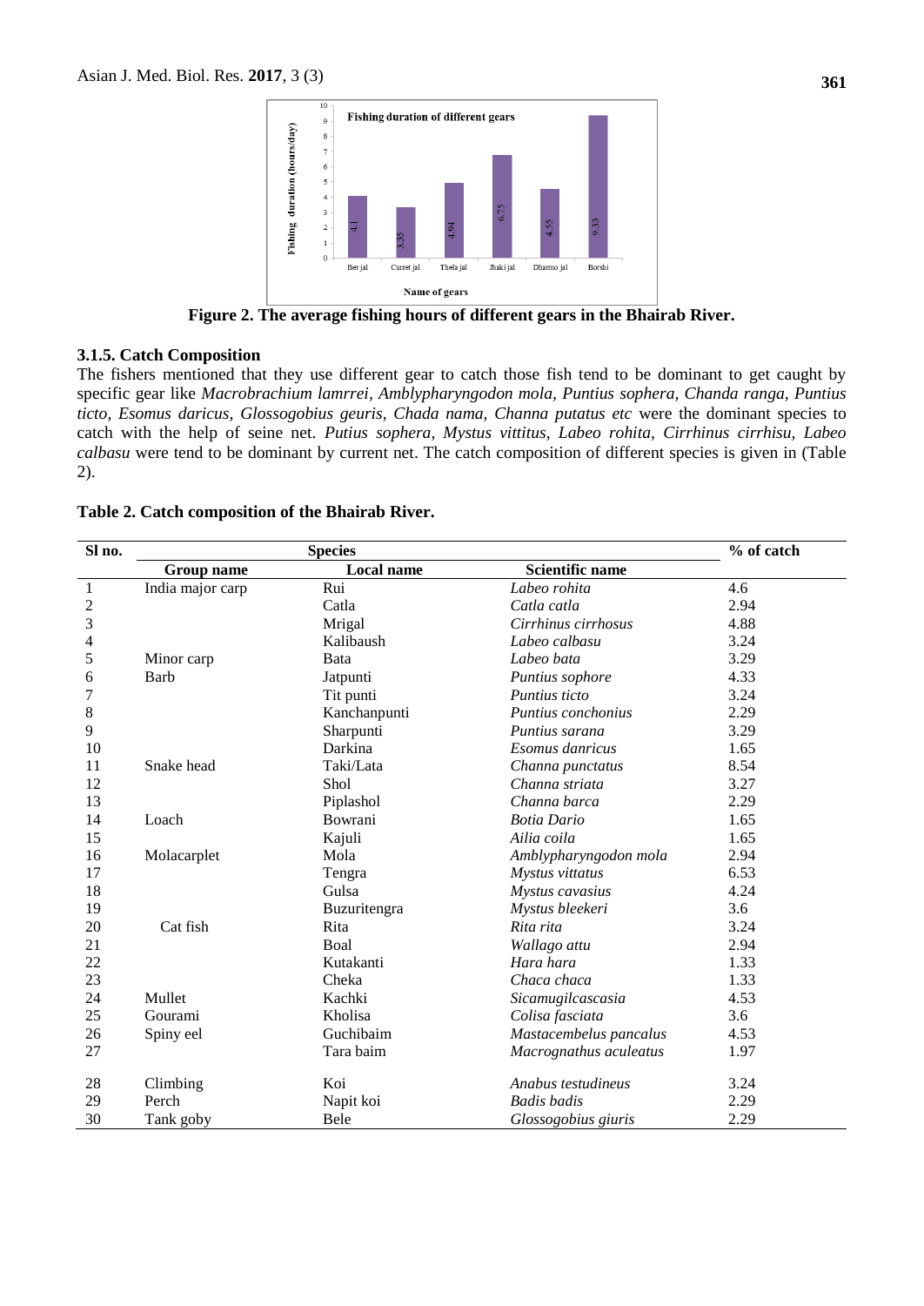Figure 2. The average fishing hours of different gears in the Bhairab River.

### 3.1.5. Catch Composition

The fishers mentioned that they use different gear to catch those fish tend to be dominant to get caught by specific gear like *Macrobrachium lamrrei, Amblypharyngodon mola, Puntius sophera, Chanda ranga, Puntius ticto, Esomus daricus, Glossogobius geuris, Chada nama, Channa putatus etc* were the dominant species to catch with the help of seine net. *Putius sophera, Mystus vittitus, Labeo rohita, Cirrhinus cirrhisu, Labeo calbasu* were tend to be dominant by current net. The catch composition of different species is given in (Table 2).

**Table 2. Catch composition of the Bhairab River.**

| Sl no. | Species | | | % of catch |
|---|---|---|---|---|
| | Group name | Local name | Scientific name | |
| 1 | India major carp | Rui | *Labeo rohita* | 4.6 |
| 2 | | Catla | *Catla catla* | 2.94 |
| 3 | | Mrigal | *Cirrhinus cirrhosus* | 4.88 |
| 4 | | Kalibaush | *Labeo calbasu* | 3.24 |
| 5 | Minor carp | Bata | *Labeo bata* | 3.29 |
| 6 | Barb | Jatpunti | *Puntius sophore* | 4.33 |
| 7 | | Tit punti | *Puntius ticto* | 3.24 |
| 8 | | Kanchanpunti | *Puntius conchonius* | 2.29 |
| 9 | | Sharpunti | *Puntius sarana* | 3.29 |
| 10 | | Darkina | *Esomus danricus* | 1.65 |
| 11 | Snake head | Taki/Lata | *Channa punctatus* | 8.54 |
| 12 | | Shol | *Channa striata* | 3.27 |
| 13 | | Piplashol | *Channa barca* | 2.29 |
| 14 | Loach | Bowrani | *Botia Dario* | 1.65 |
| 15 | | Kajuli | *Ailia coila* | 1.65 |
| 16 | Molacarplet | Mola | *Amblypharyngodon mola* | 2.94 |
| 17 | | Tengra | *Mystus vittatus* | 6.53 |
| 18 | | Gulsa | *Mystus cavasius* | 4.24 |
| 19 | | Buzuritengra | *Mystus bleekeri* | 3.6 |
| 20 | Cat fish | Rita | *Rita rita* | 3.24 |
| 21 | | Boal | *Wallago attu* | 2.94 |
| 22 | | Kutakanti | *Hara hara* | 1.33 |
| 23 | | Cheka | *Chaca chaca* | 1.33 |
| 24 | Mullet | Kachki | *Sicamugilcascasia* | 4.53 |
| 25 | Gourami | Kholisa | *Colisa fasciata* | 3.6 |
| 26 | Spiny eel | Guchibaim | *Mastacembelus pancalus* | 4.53 |
| 27 | | Tara baim | *Macrognathus aculeatus* | 1.97 |
| 28 | Climbing | Koi | *Anabus testudineus* | 3.24 |
| 29 | Perch | Napit koi | *Badis badis* | 2.29 |
| 30 | Tank goby | Bele | *Glossogobius giuris* | 2.29 |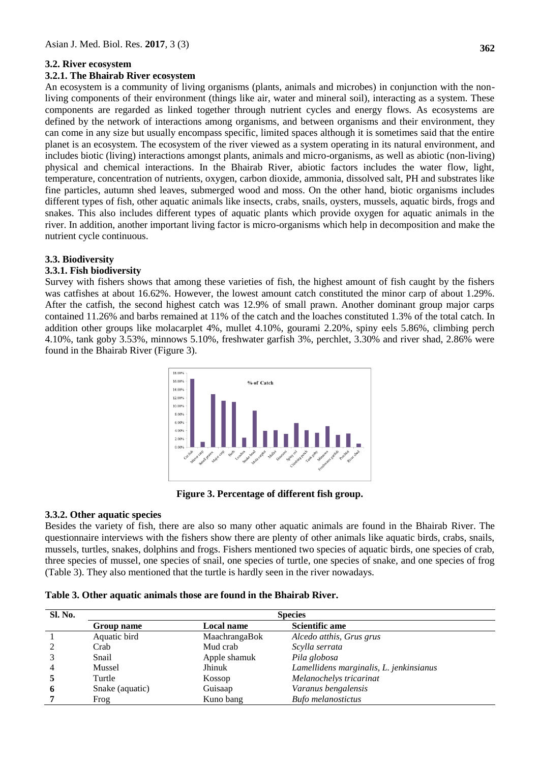### 3.2. River ecosystem

#### 3.2.1. The Bhairab River ecosystem

An ecosystem is a community of living organisms (plants, animals and microbes) in conjunction with the non-living components of their environment (things like air, water and mineral soil), interacting as a system. These components are regarded as linked together through nutrient cycles and energy flows. As ecosystems are defined by the network of interactions among organisms, and between organisms and their environment, they can come in any size but usually encompass specific, limited spaces although it is sometimes said that the entire planet is an ecosystem. The ecosystem of the river viewed as a system operating in its natural environment, and includes biotic (living) interactions amongst plants, animals and micro-organisms, as well as abiotic (non-living) physical and chemical interactions. In the Bhairab River, abiotic factors includes the water flow, light, temperature, concentration of nutrients, oxygen, carbon dioxide, ammonia, dissolved salt, PH and substrates like fine particles, autumn shed leaves, submerged wood and moss. On the other hand, biotic organisms includes different types of fish, other aquatic animals like insects, crabs, snails, oysters, mussels, aquatic birds, frogs and snakes. This also includes different types of aquatic plants which provide oxygen for aquatic animals in the river. In addition, another important living factor is micro-organisms which help in decomposition and make the nutrient cycle continuous.

### 3.3. Biodiversity

#### 3.3.1. Fish biodiversity

Survey with fishers shows that among these varieties of fish, the highest amount of fish caught by the fishers was catfishes at about 16.62%. However, the lowest amount catch constituted the minor carp of about 1.29%. After the catfish, the second highest catch was 12.9% of small prawn. Another dominant group major carps contained 11.26% and barbs remained at 11% of the catch and the loaches constituted 1.3% of the total catch. In addition other groups like molacarplet 4%, mullet 4.10%, gourami 2.20%, spiny eels 5.86%, climbing perch 4.10%, tank goby 3.53%, minnows 5.10%, freshwater garfish 3%, perchlet, 3.30% and river shad, 2.86% were found in the Bhairab River (Figure 3).

**Figure 3. Percentage of different fish group.**

#### 3.3.2. Other aquatic species

Besides the variety of fish, there are also so many other aquatic animals are found in the Bhairab River. The questionnaire interviews with the fishers show there are plenty of other animals like aquatic birds, crabs, snails, mussels, turtles, snakes, dolphins and frogs. Fishers mentioned two species of aquatic birds, one species of crab, three species of mussel, one species of snail, one species of turtle, one species of snake, and one species of frog (Table 3). They also mentioned that the turtle is hardly seen in the river nowadays.

**Table 3. Other aquatic animals those are found in the Bhairab River.**

| Sl. No. | Species | | |
|---|---|---|---|
| | Group name | Local name | Scientific ame |
| 1 | Aquatic bird | MaachrangaBok | *Alcedo atthis, Grus grus* |
| 2 | Crab | Mud crab | *Scylla serrata* |
| 3 | Snail | Apple shamuk | *Pila globosa* |
| 4 | Mussel | Jhinuk | *Lamellidens marginalis, L. jenkinsianus* |
| 5 | Turtle | Kossop | *Melanochelys tricarinat* |
| 6 | Snake (aquatic) | Guisaap | *Varanus bengalensis* |
| 7 | Frog | Kuno bang | *Bufo melanostictus* |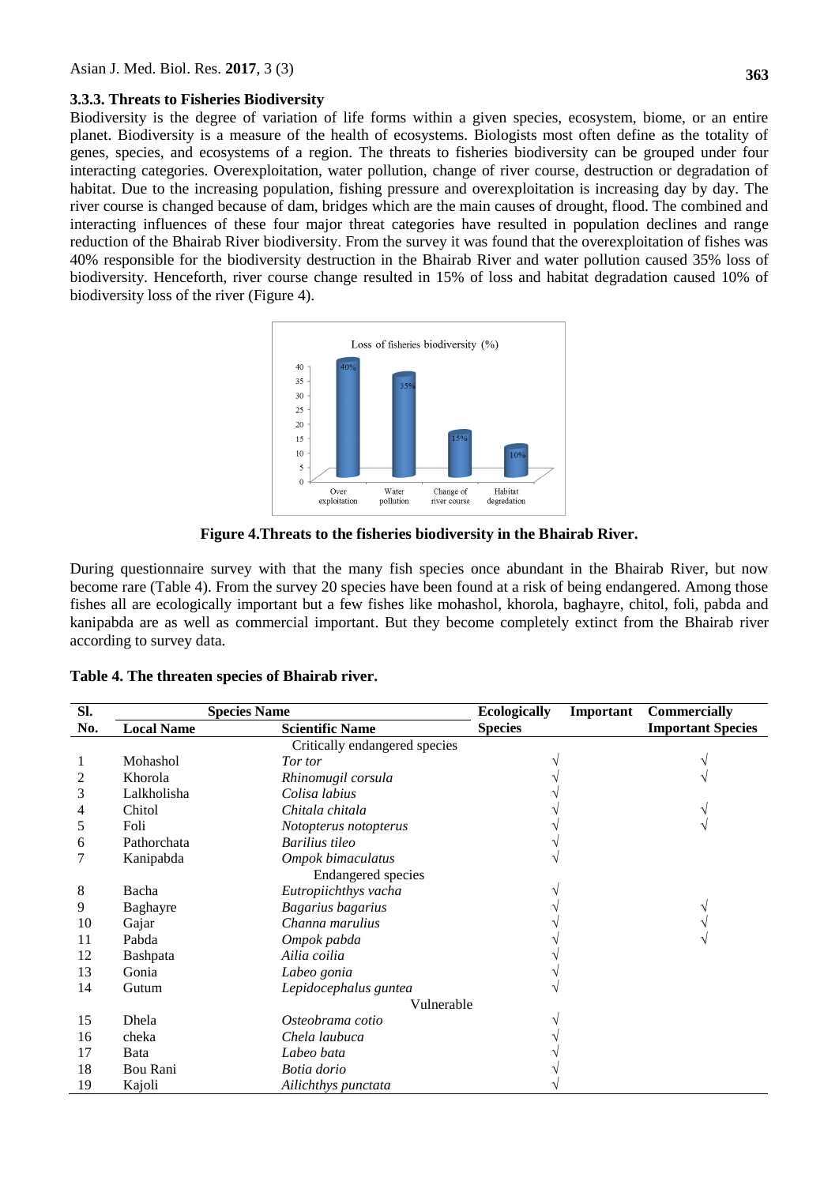### 3.3.3. Threats to Fisheries Biodiversity

Biodiversity is the degree of variation of life forms within a given species, ecosystem, biome, or an entire planet. Biodiversity is a measure of the health of ecosystems. Biologists most often define as the totality of genes, species, and ecosystems of a region. The threats to fisheries biodiversity can be grouped under four interacting categories. Overexploitation, water pollution, change of river course, destruction or degradation of habitat. Due to the increasing population, fishing pressure and overexploitation is increasing day by day. The river course is changed because of dam, bridges which are the main causes of drought, flood. The combined and interacting influences of these four major threat categories have resulted in population declines and range reduction of the Bhairab River biodiversity. From the survey it was found that the overexploitation of fishes was 40% responsible for the biodiversity destruction in the Bhairab River and water pollution caused 35% loss of biodiversity. Henceforth, river course change resulted in 15% of loss and habitat degradation caused 10% of biodiversity loss of the river (Figure 4).

Loss of fisheries biodiversity (%)

| Threat | Loss (%) |
|---|---|
| Over exploitation | 40% |
| Water pollution | 35% |
| Change of river course | 15% |
| Habitat degredation | 10% |

**Figure 4.Threats to the fisheries biodiversity in the Bhairab River.**

During questionnaire survey with that the many fish species once abundant in the Bhairab River, but now become rare (Table 4). From the survey 20 species have been found at a risk of being endangered. Among those fishes all are ecologically important but a few fishes like mohashol, khorola, baghayre, chitol, foli, pabda and kanipabda are as well as commercial important. But they become completely extinct from the Bhairab river according to survey data.

**Table 4. The threaten species of Bhairab river.**

| Sl. No. | Species Name | | Ecologically Important Species | Commercially Important Species |
|---|---|---|---|---|
| | **Local Name** | **Scientific Name** | | |
| | | Critically endangered species | | |
| 1 | Mohashol | *Tor tor* | √ | √ |
| 2 | Khorola | *Rhinomugil corsula* | √ | √ |
| 3 | Lalkholisha | *Colisa labius* | √ | |
| 4 | Chitol | *Chitala chitala* | √ | √ |
| 5 | Foli | *Notopterus notopterus* | √ | √ |
| 6 | Pathorchata | *Barilius tileo* | √ | |
| 7 | Kanipabda | *Ompok bimaculatus* | √ | |
| | | Endangered species | | |
| 8 | Bacha | *Eutropiichthys vacha* | √ | |
| 9 | Baghayre | *Bagarius bagarius* | √ | √ |
| 10 | Gajar | *Channa marulius* | √ | √ |
| 11 | Pabda | *Ompok pabda* | √ | √ |
| 12 | Bashpata | *Ailia coilia* | √ | |
| 13 | Gonia | *Labeo gonia* | √ | |
| 14 | Gutum | *Lepidocephalus guntea* | √ | |
| | | Vulnerable | | |
| 15 | Dhela | *Osteobrama cotio* | √ | |
| 16 | cheka | *Chela laubuca* | √ | |
| 17 | Bata | *Labeo bata* | √ | |
| 18 | Bou Rani | *Botia dorio* | √ | |
| 19 | Kajoli | *Ailichthys punctata* | √ | |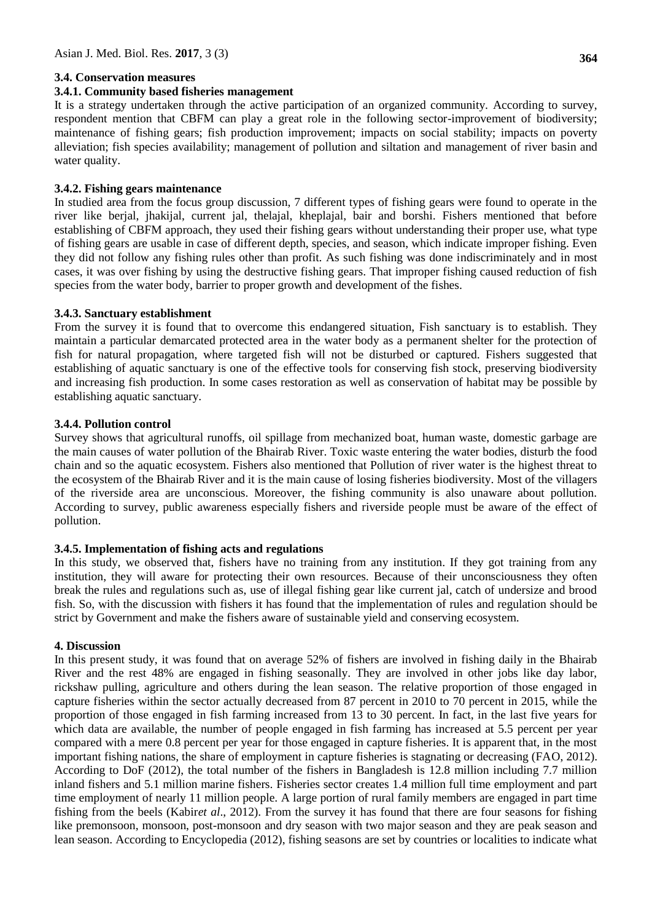### 3.4. Conservation measures

#### 3.4.1. Community based fisheries management

It is a strategy undertaken through the active participation of an organized community. According to survey, respondent mention that CBFM can play a great role in the following sector-improvement of biodiversity; maintenance of fishing gears; fish production improvement; impacts on social stability; impacts on poverty alleviation; fish species availability; management of pollution and siltation and management of river basin and water quality.

#### 3.4.2. Fishing gears maintenance

In studied area from the focus group discussion, 7 different types of fishing gears were found to operate in the river like berjal, jhakijal, current jal, thelajal, kheplajal, bair and borshi. Fishers mentioned that before establishing of CBFM approach, they used their fishing gears without understanding their proper use, what type of fishing gears are usable in case of different depth, species, and season, which indicate improper fishing. Even they did not follow any fishing rules other than profit. As such fishing was done indiscriminately and in most cases, it was over fishing by using the destructive fishing gears. That improper fishing caused reduction of fish species from the water body, barrier to proper growth and development of the fishes.

#### 3.4.3. Sanctuary establishment

From the survey it is found that to overcome this endangered situation, Fish sanctuary is to establish. They maintain a particular demarcated protected area in the water body as a permanent shelter for the protection of fish for natural propagation, where targeted fish will not be disturbed or captured. Fishers suggested that establishing of aquatic sanctuary is one of the effective tools for conserving fish stock, preserving biodiversity and increasing fish production. In some cases restoration as well as conservation of habitat may be possible by establishing aquatic sanctuary.

#### 3.4.4. Pollution control

Survey shows that agricultural runoffs, oil spillage from mechanized boat, human waste, domestic garbage are the main causes of water pollution of the Bhairab River. Toxic waste entering the water bodies, disturb the food chain and so the aquatic ecosystem. Fishers also mentioned that Pollution of river water is the highest threat to the ecosystem of the Bhairab River and it is the main cause of losing fisheries biodiversity. Most of the villagers of the riverside area are unconscious. Moreover, the fishing community is also unaware about pollution. According to survey, public awareness especially fishers and riverside people must be aware of the effect of pollution.

#### 3.4.5. Implementation of fishing acts and regulations

In this study, we observed that, fishers have no training from any institution. If they got training from any institution, they will aware for protecting their own resources. Because of their unconsciousness they often break the rules and regulations such as, use of illegal fishing gear like current jal, catch of undersize and brood fish. So, with the discussion with fishers it has found that the implementation of rules and regulation should be strict by Government and make the fishers aware of sustainable yield and conserving ecosystem.

## 4. Discussion

In this present study, it was found that on average 52% of fishers are involved in fishing daily in the Bhairab River and the rest 48% are engaged in fishing seasonally. They are involved in other jobs like day labor, rickshaw pulling, agriculture and others during the lean season. The relative proportion of those engaged in capture fisheries within the sector actually decreased from 87 percent in 2010 to 70 percent in 2015, while the proportion of those engaged in fish farming increased from 13 to 30 percent. In fact, in the last five years for which data are available, the number of people engaged in fish farming has increased at 5.5 percent per year compared with a mere 0.8 percent per year for those engaged in capture fisheries. It is apparent that, in the most important fishing nations, the share of employment in capture fisheries is stagnating or decreasing (FAO, 2012). According to DoF (2012), the total number of the fishers in Bangladesh is 12.8 million including 7.7 million inland fishers and 5.1 million marine fishers. Fisheries sector creates 1.4 million full time employment and part time employment of nearly 11 million people. A large portion of rural family members are engaged in part time fishing from the beels (Kabir*et al*., 2012). From the survey it has found that there are four seasons for fishing like premonsoon, monsoon, post-monsoon and dry season with two major season and they are peak season and lean season. According to Encyclopedia (2012), fishing seasons are set by countries or localities to indicate what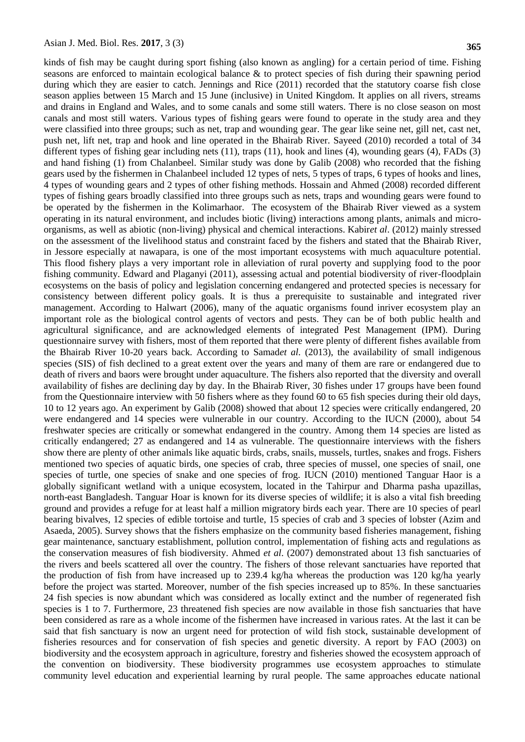kinds of fish may be caught during sport fishing (also known as angling) for a certain period of time. Fishing seasons are enforced to maintain ecological balance & to protect species of fish during their spawning period during which they are easier to catch. Jennings and Rice (2011) recorded that the statutory coarse fish close season applies between 15 March and 15 June (inclusive) in United Kingdom. It applies on all rivers, streams and drains in England and Wales, and to some canals and some still waters. There is no close season on most canals and most still waters. Various types of fishing gears were found to operate in the study area and they were classified into three groups; such as net, trap and wounding gear. The gear like seine net, gill net, cast net, push net, lift net, trap and hook and line operated in the Bhairab River. Sayeed (2010) recorded a total of 34 different types of fishing gear including nets (11), traps (11), hook and lines (4), wounding gears (4), FADs (3) and hand fishing (1) from Chalanbeel. Similar study was done by Galib (2008) who recorded that the fishing gears used by the fishermen in Chalanbeel included 12 types of nets, 5 types of traps, 6 types of hooks and lines, 4 types of wounding gears and 2 types of other fishing methods. Hossain and Ahmed (2008) recorded different types of fishing gears broadly classified into three groups such as nets, traps and wounding gears were found to be operated by the fishermen in the Kolimarhaor. The ecosystem of the Bhairab River viewed as a system operating in its natural environment, and includes biotic (living) interactions among plants, animals and micro-organisms, as well as abiotic (non-living) physical and chemical interactions. Kabir*et al*. (2012) mainly stressed on the assessment of the livelihood status and constraint faced by the fishers and stated that the Bhairab River, in Jessore especially at nawapara, is one of the most important ecosystems with much aquaculture potential. This flood fishery plays a very important role in alleviation of rural poverty and supplying food to the poor fishing community. Edward and Plaganyi (2011), assessing actual and potential biodiversity of river-floodplain ecosystems on the basis of policy and legislation concerning endangered and protected species is necessary for consistency between different policy goals. It is thus a prerequisite to sustainable and integrated river management. According to Halwart (2006), many of the aquatic organisms found inriver ecosystem play an important role as the biological control agents of vectors and pests. They can be of both public health and agricultural significance, and are acknowledged elements of integrated Pest Management (IPM). During questionnaire survey with fishers, most of them reported that there were plenty of different fishes available from the Bhairab River 10-20 years back. According to Samad*et al*. (2013), the availability of small indigenous species (SIS) of fish declined to a great extent over the years and many of them are rare or endangered due to death of rivers and baors were brought under aquaculture. The fishers also reported that the diversity and overall availability of fishes are declining day by day. In the Bhairab River, 30 fishes under 17 groups have been found from the Questionnaire interview with 50 fishers where as they found 60 to 65 fish species during their old days, 10 to 12 years ago. An experiment by Galib (2008) showed that about 12 species were critically endangered, 20 were endangered and 14 species were vulnerable in our country. According to the IUCN (2000), about 54 freshwater species are critically or somewhat endangered in the country. Among them 14 species are listed as critically endangered; 27 as endangered and 14 as vulnerable. The questionnaire interviews with the fishers show there are plenty of other animals like aquatic birds, crabs, snails, mussels, turtles, snakes and frogs. Fishers mentioned two species of aquatic birds, one species of crab, three species of mussel, one species of snail, one species of turtle, one species of snake and one species of frog. IUCN (2010) mentioned Tanguar Haor is a globally significant wetland with a unique ecosystem, located in the Tahirpur and Dharma pasha upazillas, north-east Bangladesh. Tanguar Hoar is known for its diverse species of wildlife; it is also a vital fish breeding ground and provides a refuge for at least half a million migratory birds each year. There are 10 species of pearl bearing bivalves, 12 species of edible tortoise and turtle, 15 species of crab and 3 species of lobster (Azim and Asaeda, 2005). Survey shows that the fishers emphasize on the community based fisheries management, fishing gear maintenance, sanctuary establishment, pollution control, implementation of fishing acts and regulations as the conservation measures of fish biodiversity. Ahmed *et al*. (2007) demonstrated about 13 fish sanctuaries of the rivers and beels scattered all over the country. The fishers of those relevant sanctuaries have reported that the production of fish from have increased up to 239.4 kg/ha whereas the production was 120 kg/ha yearly before the project was started. Moreover, number of the fish species increased up to 85%. In these sanctuaries 24 fish species is now abundant which was considered as locally extinct and the number of regenerated fish species is 1 to 7. Furthermore, 23 threatened fish species are now available in those fish sanctuaries that have been considered as rare as a whole income of the fishermen have increased in various rates. At the last it can be said that fish sanctuary is now an urgent need for protection of wild fish stock, sustainable development of fisheries resources and for conservation of fish species and genetic diversity. A report by FAO (2003) on biodiversity and the ecosystem approach in agriculture, forestry and fisheries showed the ecosystem approach of the convention on biodiversity. These biodiversity programmes use ecosystem approaches to stimulate community level education and experiential learning by rural people. The same approaches educate national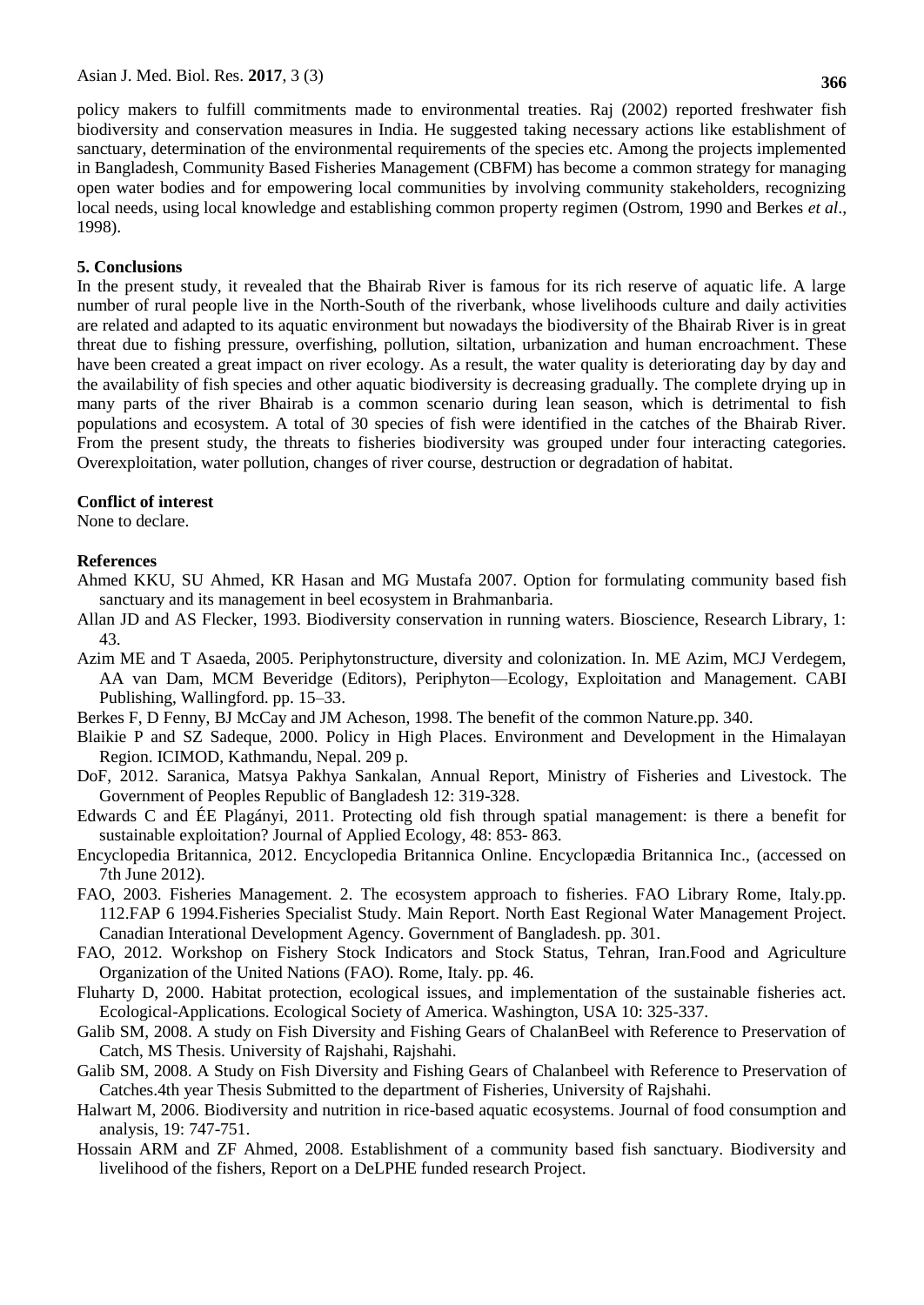policy makers to fulfill commitments made to environmental treaties. Raj (2002) reported freshwater fish biodiversity and conservation measures in India. He suggested taking necessary actions like establishment of sanctuary, determination of the environmental requirements of the species etc. Among the projects implemented in Bangladesh, Community Based Fisheries Management (CBFM) has become a common strategy for managing open water bodies and for empowering local communities by involving community stakeholders, recognizing local needs, using local knowledge and establishing common property regimen (Ostrom, 1990 and Berkes *et al*., 1998).

## 5. Conclusions

In the present study, it revealed that the Bhairab River is famous for its rich reserve of aquatic life. A large number of rural people live in the North-South of the riverbank, whose livelihoods culture and daily activities are related and adapted to its aquatic environment but nowadays the biodiversity of the Bhairab River is in great threat due to fishing pressure, overfishing, pollution, siltation, urbanization and human encroachment. These have been created a great impact on river ecology. As a result, the water quality is deteriorating day by day and the availability of fish species and other aquatic biodiversity is decreasing gradually. The complete drying up in many parts of the river Bhairab is a common scenario during lean season, which is detrimental to fish populations and ecosystem. A total of 30 species of fish were identified in the catches of the Bhairab River. From the present study, the threats to fisheries biodiversity was grouped under four interacting categories. Overexploitation, water pollution, changes of river course, destruction or degradation of habitat.

## Conflict of interest

None to declare.

## References

Ahmed KKU, SU Ahmed, KR Hasan and MG Mustafa 2007. Option for formulating community based fish sanctuary and its management in beel ecosystem in Brahmanbaria.

Allan JD and AS Flecker, 1993. Biodiversity conservation in running waters. Bioscience, Research Library, 1: 43.

Azim ME and T Asaeda, 2005. Periphytonstructure, diversity and colonization. In. ME Azim, MCJ Verdegem, AA van Dam, MCM Beveridge (Editors), Periphyton—Ecology, Exploitation and Management. CABI Publishing, Wallingford. pp. 15–33.

Berkes F, D Fenny, BJ McCay and JM Acheson, 1998. The benefit of the common Nature.pp. 340.

Blaikie P and SZ Sadeque, 2000. Policy in High Places. Environment and Development in the Himalayan Region. ICIMOD, Kathmandu, Nepal. 209 p.

DoF, 2012. Saranica, Matsya Pakhya Sankalan, Annual Report, Ministry of Fisheries and Livestock. The Government of Peoples Republic of Bangladesh 12: 319-328.

Edwards C and ÉE Plagányi, 2011. Protecting old fish through spatial management: is there a benefit for sustainable exploitation? Journal of Applied Ecology, 48: 853- 863.

Encyclopedia Britannica, 2012. Encyclopedia Britannica Online. Encyclopædia Britannica Inc., (accessed on 7th June 2012).

FAO, 2003. Fisheries Management. 2. The ecosystem approach to fisheries. FAO Library Rome, Italy.pp. 112.FAP 6 1994.Fisheries Specialist Study. Main Report. North East Regional Water Management Project. Canadian Interational Development Agency. Government of Bangladesh. pp. 301.

FAO, 2012. Workshop on Fishery Stock Indicators and Stock Status, Tehran, Iran.Food and Agriculture Organization of the United Nations (FAO). Rome, Italy. pp. 46.

Fluharty D, 2000. Habitat protection, ecological issues, and implementation of the sustainable fisheries act. Ecological-Applications. Ecological Society of America. Washington, USA 10: 325-337.

Galib SM, 2008. A study on Fish Diversity and Fishing Gears of ChalanBeel with Reference to Preservation of Catch, MS Thesis. University of Rajshahi, Rajshahi.

Galib SM, 2008. A Study on Fish Diversity and Fishing Gears of Chalanbeel with Reference to Preservation of Catches.4th year Thesis Submitted to the department of Fisheries, University of Rajshahi.

Halwart M, 2006. Biodiversity and nutrition in rice-based aquatic ecosystems. Journal of food consumption and analysis, 19: 747-751.

Hossain ARM and ZF Ahmed, 2008. Establishment of a community based fish sanctuary. Biodiversity and livelihood of the fishers, Report on a DeLPHE funded research Project.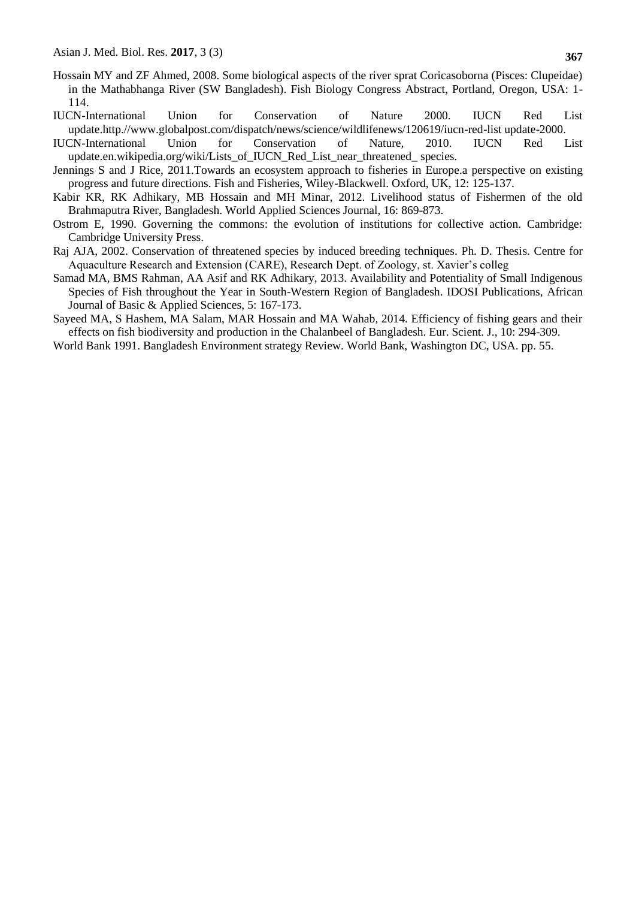Hossain MY and ZF Ahmed, 2008. Some biological aspects of the river sprat Coricasoborna (Pisces: Clupeidae) in the Mathabhanga River (SW Bangladesh). Fish Biology Congress Abstract, Portland, Oregon, USA: 1-114.

IUCN-International Union for Conservation of Nature 2000. IUCN Red List update.http.//www.globalpost.com/dispatch/news/science/wildlifenews/120619/iucn-red-list update-2000.

IUCN-International Union for Conservation of Nature, 2010. IUCN Red List update.en.wikipedia.org/wiki/Lists_of_IUCN_Red_List_near_threatened_ species.

Jennings S and J Rice, 2011.Towards an ecosystem approach to fisheries in Europe.a perspective on existing progress and future directions. Fish and Fisheries, Wiley-Blackwell. Oxford, UK, 12: 125-137.

Kabir KR, RK Adhikary, MB Hossain and MH Minar, 2012. Livelihood status of Fishermen of the old Brahmaputra River, Bangladesh. World Applied Sciences Journal, 16: 869-873.

Ostrom E, 1990. Governing the commons: the evolution of institutions for collective action. Cambridge: Cambridge University Press.

Raj AJA, 2002. Conservation of threatened species by induced breeding techniques. Ph. D. Thesis. Centre for Aquaculture Research and Extension (CARE), Research Dept. of Zoology, st. Xavier's colleg

Samad MA, BMS Rahman, AA Asif and RK Adhikary, 2013. Availability and Potentiality of Small Indigenous Species of Fish throughout the Year in South-Western Region of Bangladesh. IDOSI Publications, African Journal of Basic & Applied Sciences, 5: 167-173.

Sayeed MA, S Hashem, MA Salam, MAR Hossain and MA Wahab, 2014. Efficiency of fishing gears and their effects on fish biodiversity and production in the Chalanbeel of Bangladesh. Eur. Scient. J., 10: 294-309.

World Bank 1991. Bangladesh Environment strategy Review. World Bank, Washington DC, USA. pp. 55.